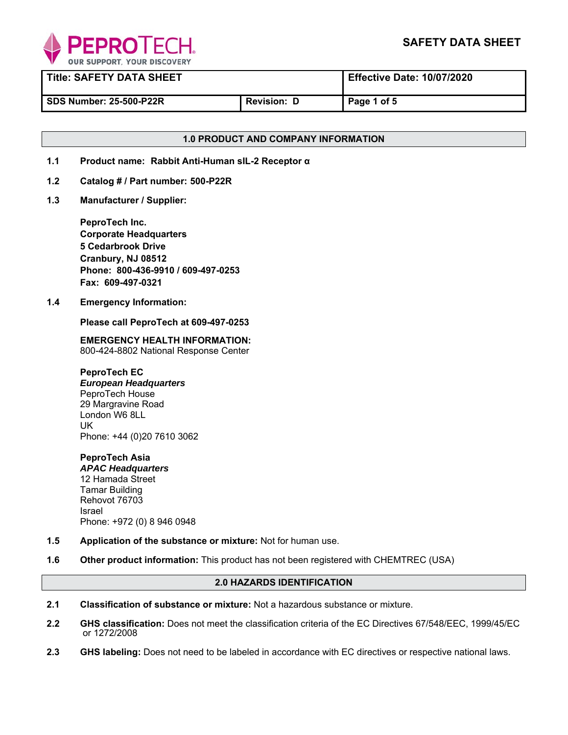# SAFETY DATA SHEET

| Title: SAFETY DATA SHEET | | Effective Date: 10/07/2020 |
|---|---|---|
| SDS Number: 25-500-P22R | Revision: D | Page 1 of 5 |

## 1.0 PRODUCT AND COMPANY INFORMATION

**1.1 Product name: Rabbit Anti-Human sIL-2 Receptor α**

**1.2 Catalog # / Part number: 500-P22R**

**1.3 Manufacturer / Supplier:**

**PeproTech Inc.**
**Corporate Headquarters**
**5 Cedarbrook Drive**
**Cranbury, NJ 08512**
**Phone: 800-436-9910 / 609-497-0253**
**Fax: 609-497-0321**

**1.4 Emergency Information:**

**Please call PeproTech at 609-497-0253**

**EMERGENCY HEALTH INFORMATION:**
800-424-8802 National Response Center

**PeproTech EC**
***European Headquarters***
PeproTech House
29 Margravine Road
London W6 8LL
UK
Phone: +44 (0)20 7610 3062

**PeproTech Asia**
***APAC Headquarters***
12 Hamada Street
Tamar Building
Rehovot 76703
Israel
Phone: +972 (0) 8 946 0948

**1.5 Application of the substance or mixture:** Not for human use.

**1.6 Other product information:** This product has not been registered with CHEMTREC (USA)

## 2.0 HAZARDS IDENTIFICATION

**2.1 Classification of substance or mixture:** Not a hazardous substance or mixture.

**2.2 GHS classification:** Does not meet the classification criteria of the EC Directives 67/548/EEC, 1999/45/EC or 1272/2008

**2.3 GHS labeling:** Does not need to be labeled in accordance with EC directives or respective national laws.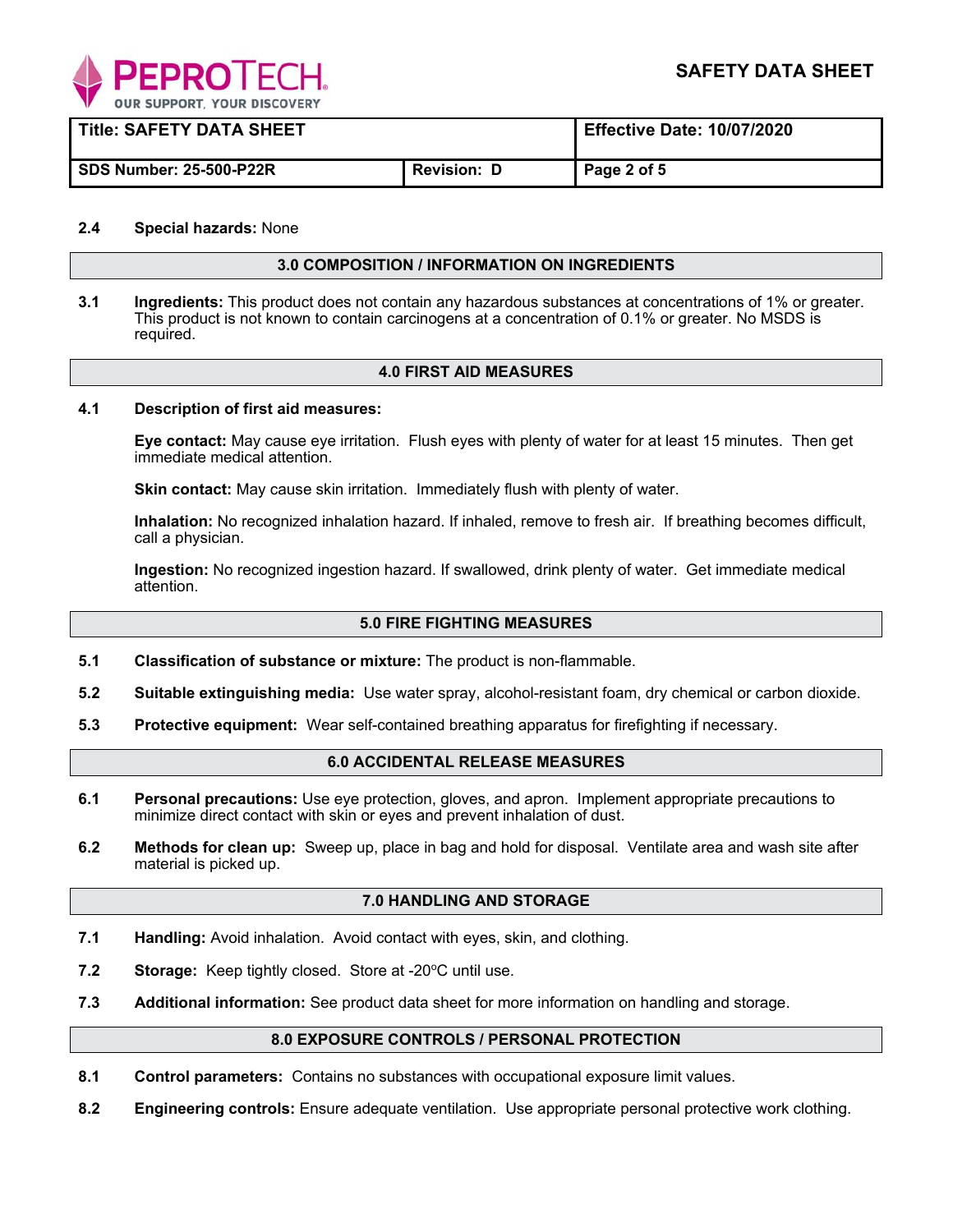**2.4 Special hazards:** None

## 3.0 COMPOSITION / INFORMATION ON INGREDIENTS

**3.1 Ingredients:** This product does not contain any hazardous substances at concentrations of 1% or greater. This product is not known to contain carcinogens at a concentration of 0.1% or greater. No MSDS is required.

## 4.0 FIRST AID MEASURES

**4.1 Description of first aid measures:**

**Eye contact:** May cause eye irritation. Flush eyes with plenty of water for at least 15 minutes. Then get immediate medical attention.

**Skin contact:** May cause skin irritation. Immediately flush with plenty of water.

**Inhalation:** No recognized inhalation hazard. If inhaled, remove to fresh air. If breathing becomes difficult, call a physician.

**Ingestion:** No recognized ingestion hazard. If swallowed, drink plenty of water. Get immediate medical attention.

## 5.0 FIRE FIGHTING MEASURES

**5.1 Classification of substance or mixture:** The product is non-flammable.

**5.2 Suitable extinguishing media:** Use water spray, alcohol-resistant foam, dry chemical or carbon dioxide.

**5.3 Protective equipment:** Wear self-contained breathing apparatus for firefighting if necessary.

## 6.0 ACCIDENTAL RELEASE MEASURES

**6.1 Personal precautions:** Use eye protection, gloves, and apron. Implement appropriate precautions to minimize direct contact with skin or eyes and prevent inhalation of dust.

**6.2 Methods for clean up:** Sweep up, place in bag and hold for disposal. Ventilate area and wash site after material is picked up.

## 7.0 HANDLING AND STORAGE

**7.1 Handling:** Avoid inhalation. Avoid contact with eyes, skin, and clothing.

**7.2 Storage:** Keep tightly closed. Store at -20ºC until use.

**7.3 Additional information:** See product data sheet for more information on handling and storage.

## 8.0 EXPOSURE CONTROLS / PERSONAL PROTECTION

**8.1 Control parameters:** Contains no substances with occupational exposure limit values.

**8.2 Engineering controls:** Ensure adequate ventilation. Use appropriate personal protective work clothing.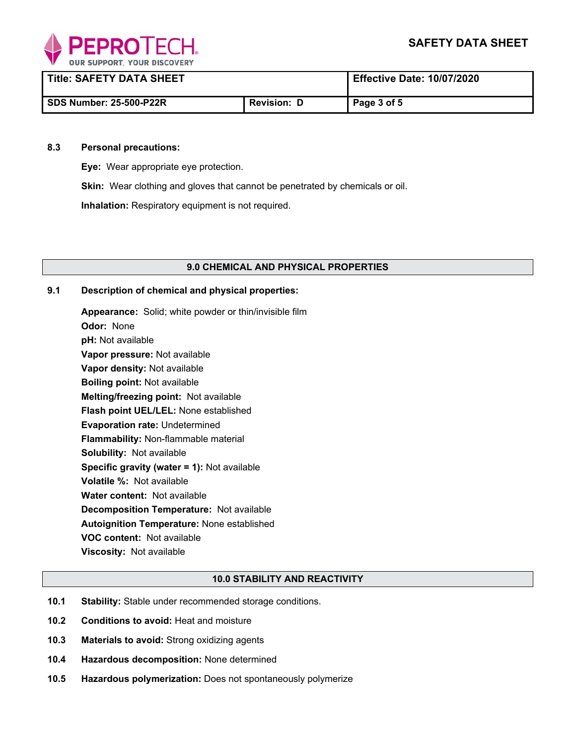**8.3 Personal precautions:**

**Eye:** Wear appropriate eye protection.

**Skin:** Wear clothing and gloves that cannot be penetrated by chemicals or oil.

**Inhalation:** Respiratory equipment is not required.

## 9.0 CHEMICAL AND PHYSICAL PROPERTIES

**9.1 Description of chemical and physical properties:**

**Appearance:** Solid; white powder or thin/invisible film
**Odor:** None
**pH:** Not available
**Vapor pressure:** Not available
**Vapor density:** Not available
**Boiling point:** Not available
**Melting/freezing point:** Not available
**Flash point UEL/LEL:** None established
**Evaporation rate:** Undetermined
**Flammability:** Non-flammable material
**Solubility:** Not available
**Specific gravity (water = 1):** Not available
**Volatile %:** Not available
**Water content:** Not available
**Decomposition Temperature:** Not available
**Autoignition Temperature:** None established
**VOC content:** Not available
**Viscosity:** Not available

## 10.0 STABILITY AND REACTIVITY

**10.1 Stability:** Stable under recommended storage conditions.

**10.2 Conditions to avoid:** Heat and moisture

**10.3 Materials to avoid:** Strong oxidizing agents

**10.4 Hazardous decomposition:** None determined

**10.5 Hazardous polymerization:** Does not spontaneously polymerize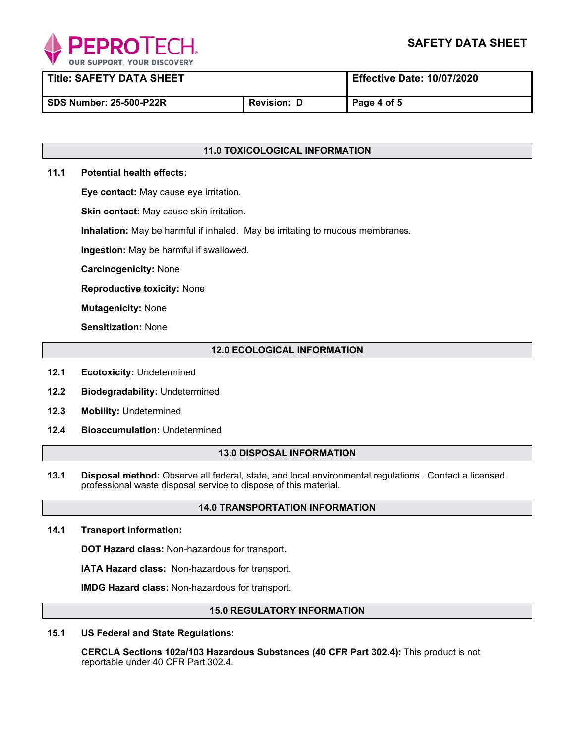## 11.0 TOXICOLOGICAL INFORMATION

**11.1 Potential health effects:**

**Eye contact:** May cause eye irritation.

**Skin contact:** May cause skin irritation.

**Inhalation:** May be harmful if inhaled. May be irritating to mucous membranes.

**Ingestion:** May be harmful if swallowed.

**Carcinogenicity:** None

**Reproductive toxicity:** None

**Mutagenicity:** None

**Sensitization:** None

## 12.0 ECOLOGICAL INFORMATION

**12.1 Ecotoxicity:** Undetermined

**12.2 Biodegradability:** Undetermined

**12.3 Mobility:** Undetermined

**12.4 Bioaccumulation:** Undetermined

## 13.0 DISPOSAL INFORMATION

**13.1 Disposal method:** Observe all federal, state, and local environmental regulations. Contact a licensed professional waste disposal service to dispose of this material.

## 14.0 TRANSPORTATION INFORMATION

**14.1 Transport information:**

**DOT Hazard class:** Non-hazardous for transport.

**IATA Hazard class:** Non-hazardous for transport.

**IMDG Hazard class:** Non-hazardous for transport.

## 15.0 REGULATORY INFORMATION

**15.1 US Federal and State Regulations:**

**CERCLA Sections 102a/103 Hazardous Substances (40 CFR Part 302.4):** This product is not reportable under 40 CFR Part 302.4.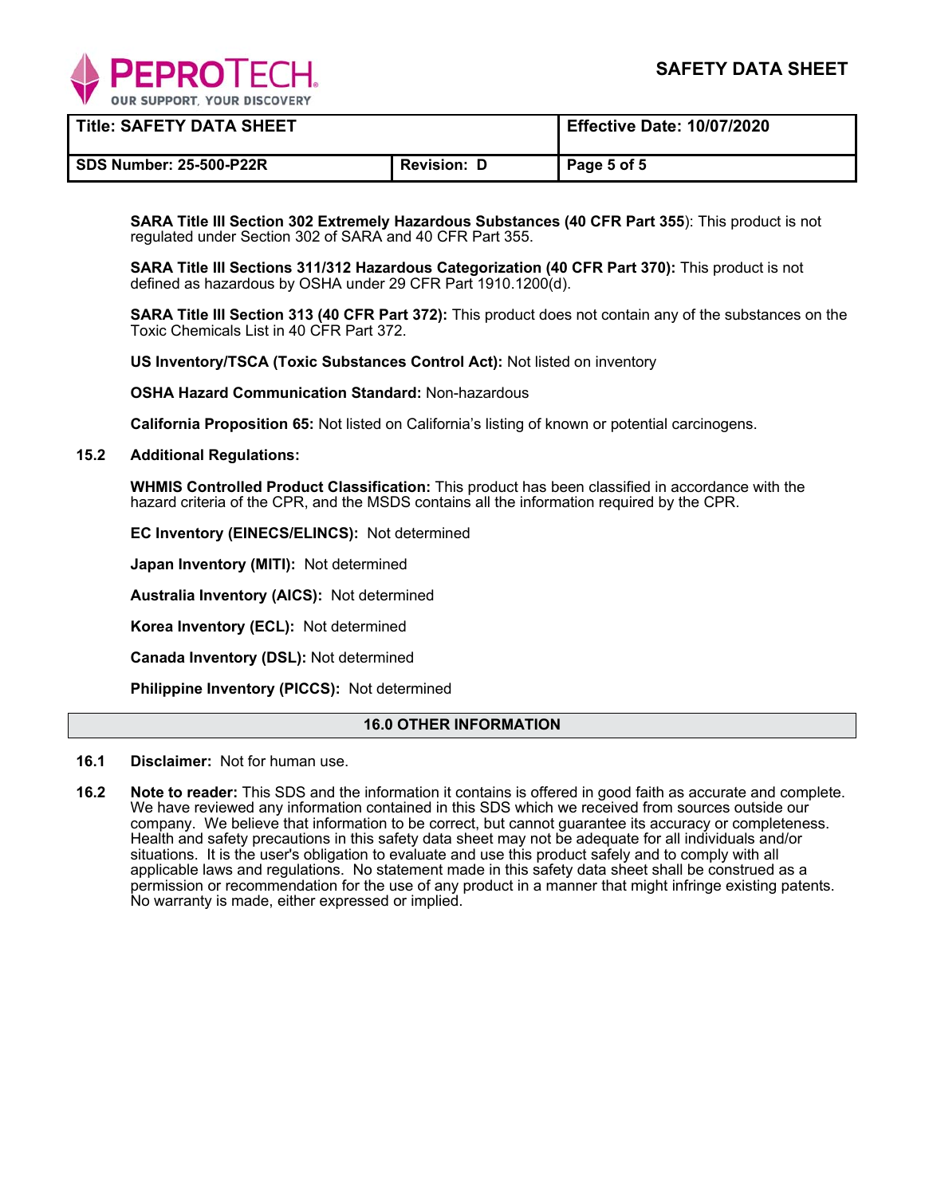**SARA Title III Section 302 Extremely Hazardous Substances (40 CFR Part 355**): This product is not regulated under Section 302 of SARA and 40 CFR Part 355.

**SARA Title III Sections 311/312 Hazardous Categorization (40 CFR Part 370):** This product is not defined as hazardous by OSHA under 29 CFR Part 1910.1200(d).

**SARA Title III Section 313 (40 CFR Part 372):** This product does not contain any of the substances on the Toxic Chemicals List in 40 CFR Part 372.

**US Inventory/TSCA (Toxic Substances Control Act):** Not listed on inventory

**OSHA Hazard Communication Standard:** Non-hazardous

**California Proposition 65:** Not listed on California's listing of known or potential carcinogens.

**15.2 Additional Regulations:**

**WHMIS Controlled Product Classification:** This product has been classified in accordance with the hazard criteria of the CPR, and the MSDS contains all the information required by the CPR.

**EC Inventory (EINECS/ELINCS):** Not determined

**Japan Inventory (MITI):** Not determined

**Australia Inventory (AICS):** Not determined

**Korea Inventory (ECL):** Not determined

**Canada Inventory (DSL):** Not determined

**Philippine Inventory (PICCS):** Not determined

## 16.0 OTHER INFORMATION

**16.1 Disclaimer:** Not for human use.

**16.2 Note to reader:** This SDS and the information it contains is offered in good faith as accurate and complete. We have reviewed any information contained in this SDS which we received from sources outside our company. We believe that information to be correct, but cannot guarantee its accuracy or completeness. Health and safety precautions in this safety data sheet may not be adequate for all individuals and/or situations. It is the user's obligation to evaluate and use this product safely and to comply with all applicable laws and regulations. No statement made in this safety data sheet shall be construed as a permission or recommendation for the use of any product in a manner that might infringe existing patents. No warranty is made, either expressed or implied.